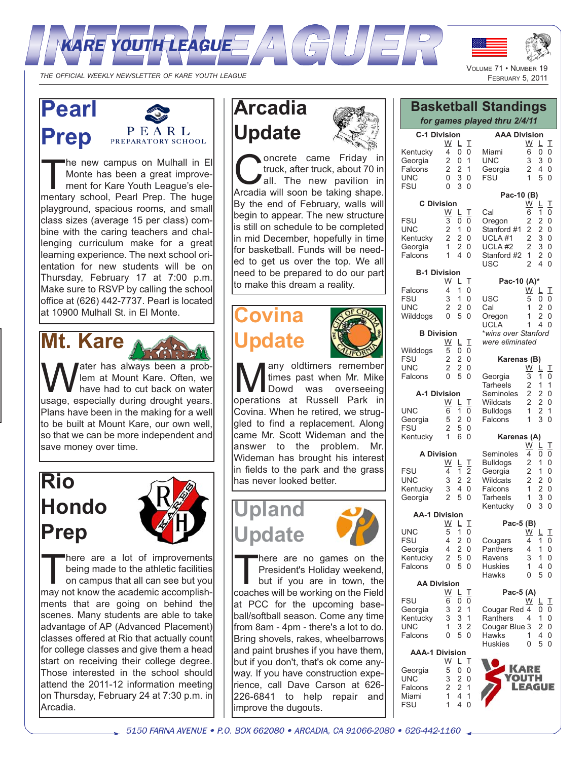# INTERLEAGUER

**KARE YOUTH LEAGUE**

*THE OFFICIAL WEEKLY NEWSLETTER OF KARE YOUTH LEAGUE*

VOLUME 71 • NUMBER 19
FEBRUARY 5, 2011

## Pearl Prep

PEARL PREPARATORY SCHOOL

The new campus on Mulhall in El Monte has been a great improvement for Kare Youth League's elementary school, Pearl Prep. The huge playground, spacious rooms, and small class sizes (average 15 per class) combine with the caring teachers and challenging curriculum make for a great learning experience. The next school orientation for new students will be on Thursday, February 17 at 7:00 p.m. Make sure to RSVP by calling the school office at (626) 442-7737. Pearl is located at 10900 Mulhall St. in El Monte.

## Mt. Kare

Water has always been a problem at Mount Kare. Often, we have had to cut back on water usage, especially during drought years. Plans have been in the making for a well to be built at Mount Kare, our own well, so that we can be more independent and save money over time.

## Rio Hondo Prep

There are a lot of improvements being made to the athletic facilities on campus that all can see but you may not know the academic accomplishments that are going on behind the scenes. Many students are able to take advantage of AP (Advanced Placement) classes offered at Rio that actually count for college classes and give them a head start on receiving their college degree. Those interested in the school should attend the 2011-12 information meeting on Thursday, February 24 at 7:30 p.m. in Arcadia.

## Arcadia Update

Concrete came Friday in truck, after truck, about 70 in all. The new pavilion in Arcadia will soon be taking shape. By the end of February, walls will begin to appear. The new structure is still on schedule to be completed in mid December, hopefully in time for basketball. Funds will be needed to get us over the top. We all need to be prepared to do our part to make this dream a reality.

## Covina Update

Many oldtimers remember times past when Mr. Mike Dowd was overseeing operations at Russell Park in Covina. When he retired, we struggled to find a replacement. Along came Mr. Scott Wideman and the answer to the problem. Mr. Wideman has brought his interest in fields to the park and the grass has never looked better.

## Upland Update

There are no games on the President's Holiday weekend, but if you are in town, the coaches will be working on the Field at PCC for the upcoming baseball/softball season. Come any time from 8am - 4pm - there's a lot to do. Bring shovels, rakes, wheelbarrows and paint brushes if you have them, but if you don't, that's ok come anyway. If you have construction experience, call Dave Carson at 626-226-6841 to help repair and improve the dugouts.

## Basketball Standings

*for games played thru 2/4/11*

**C-1 Division**

| Team | W | L | T |
|---|---|---|---|
| Kentucky | 4 | 0 | 0 |
| Georgia | 2 | 0 | 1 |
| Falcons | 2 | 2 | 1 |
| UNC | 0 | 3 | 0 |
| FSU | 0 | 3 | 0 |

**C Division**

| Team | W | L | T |
|---|---|---|---|
| FSU | 3 | 0 | 0 |
| UNC | 2 | 1 | 0 |
| Kentucky | 2 | 2 | 0 |
| Georgia | 1 | 2 | 0 |
| Falcons | 1 | 4 | 0 |

**B-1 Division**

| Team | W | L | T |
|---|---|---|---|
| Falcons | 4 | 1 | 0 |
| FSU | 3 | 1 | 0 |
| UNC | 2 | 2 | 0 |
| Wilddogs | 0 | 5 | 0 |

**B Division**

| Team | W | L | T |
|---|---|---|---|
| Wilddogs | 5 | 0 | 0 |
| FSU | 2 | 2 | 0 |
| UNC | 2 | 2 | 0 |
| Falcons | 0 | 5 | 0 |

**A-1 Division**

| Team | W | L | T |
|---|---|---|---|
| UNC | 6 | 1 | 0 |
| Georgia | 5 | 2 | 0 |
| FSU | 2 | 5 | 0 |
| Kentucky | 1 | 6 | 0 |

**A Division**

| Team | W | L | T |
|---|---|---|---|
| FSU | 4 | 1 | 2 |
| UNC | 3 | 2 | 2 |
| Kentucky | 3 | 4 | 0 |
| Georgia | 2 | 5 | 0 |

**AA-1 Division**

| Team | W | L | T |
|---|---|---|---|
| UNC | 5 | 1 | 0 |
| FSU | 4 | 2 | 0 |
| Georgia | 4 | 2 | 0 |
| Kentucky | 2 | 5 | 0 |
| Falcons | 0 | 5 | 0 |

**AA Division**

| Team | W | L | T |
|---|---|---|---|
| FSU | 6 | 0 | 0 |
| Georgia | 3 | 2 | 1 |
| Kentucky | 3 | 3 | 1 |
| UNC | 1 | 3 | 2 |
| Falcons | 0 | 5 | 0 |

**AAA-1 Division**

| Team | W | L | T |
|---|---|---|---|
| Georgia | 5 | 0 | 0 |
| UNC | 3 | 2 | 0 |
| Falcons | 2 | 2 | 1 |
| Miami | 1 | 4 | 1 |
| FSU | 1 | 4 | 0 |

**AAA Division**

| Team | W | L | T |
|---|---|---|---|
| Miami | 6 | 0 | 0 |
| UNC | 3 | 3 | 0 |
| Georgia | 2 | 4 | 0 |
| FSU | 1 | 5 | 0 |

**Pac-10 (B)**

| Team | W | L | T |
|---|---|---|---|
| Cal | 6 | 1 | 0 |
| Oregon | 2 | 2 | 0 |
| Stanford #1 | 2 | 2 | 0 |
| UCLA #1 | 2 | 3 | 0 |
| UCLA #2 | 2 | 3 | 0 |
| Stanford #2 | 1 | 2 | 0 |
| USC | 2 | 4 | 0 |

**Pac-10 (A)\***

| Team | W | L | T |
|---|---|---|---|
| USC | 5 | 0 | 0 |
| Cal | 1 | 2 | 0 |
| Oregon | 1 | 2 | 0 |
| UCLA | 1 | 4 | 0 |

*\*wins over Stanford were eliminated*

**Karenas (B)**

| Team | W | L | T |
|---|---|---|---|
| Georgia | 3 | 1 | 0 |
| Tarheels | 2 | 1 | 1 |
| Seminoles | 2 | 2 | 0 |
| Wildcats | 2 | 2 | 0 |
| Bulldogs | 1 | 2 | 1 |
| Falcons | 1 | 3 | 0 |

**Karenas (A)**

| Team | W | L | T |
|---|---|---|---|
| Seminoles | 4 | 0 | 0 |
| Bulldogs | 2 | 1 | 0 |
| Georgia | 2 | 1 | 0 |
| Wildcats | 2 | 2 | 0 |
| Falcons | 1 | 2 | 0 |
| Tarheels | 1 | 3 | 0 |
| Kentucky | 0 | 3 | 0 |

**Pac-5 (B)**

| Team | W | L | T |
|---|---|---|---|
| Cougars | 4 | 1 | 0 |
| Panthers | 4 | 1 | 0 |
| Ravens | 3 | 1 | 0 |
| Huskies | 1 | 4 | 0 |
| Hawks | 0 | 5 | 0 |

**Pac-5 (A)**

| Team | W | L | T |
|---|---|---|---|
| Cougar Red | 4 | 0 | 0 |
| Ranthers | 4 | 1 | 0 |
| Cougar Blue | 3 | 2 | 0 |
| Hawks | 1 | 4 | 0 |
| Huskies | 0 | 5 | 0 |

KARE YOUTH LEAGUE

5150 FARNA AVENUE • P.O. BOX 662080 • ARCADIA, CA 91066-2080 • 626-442-1160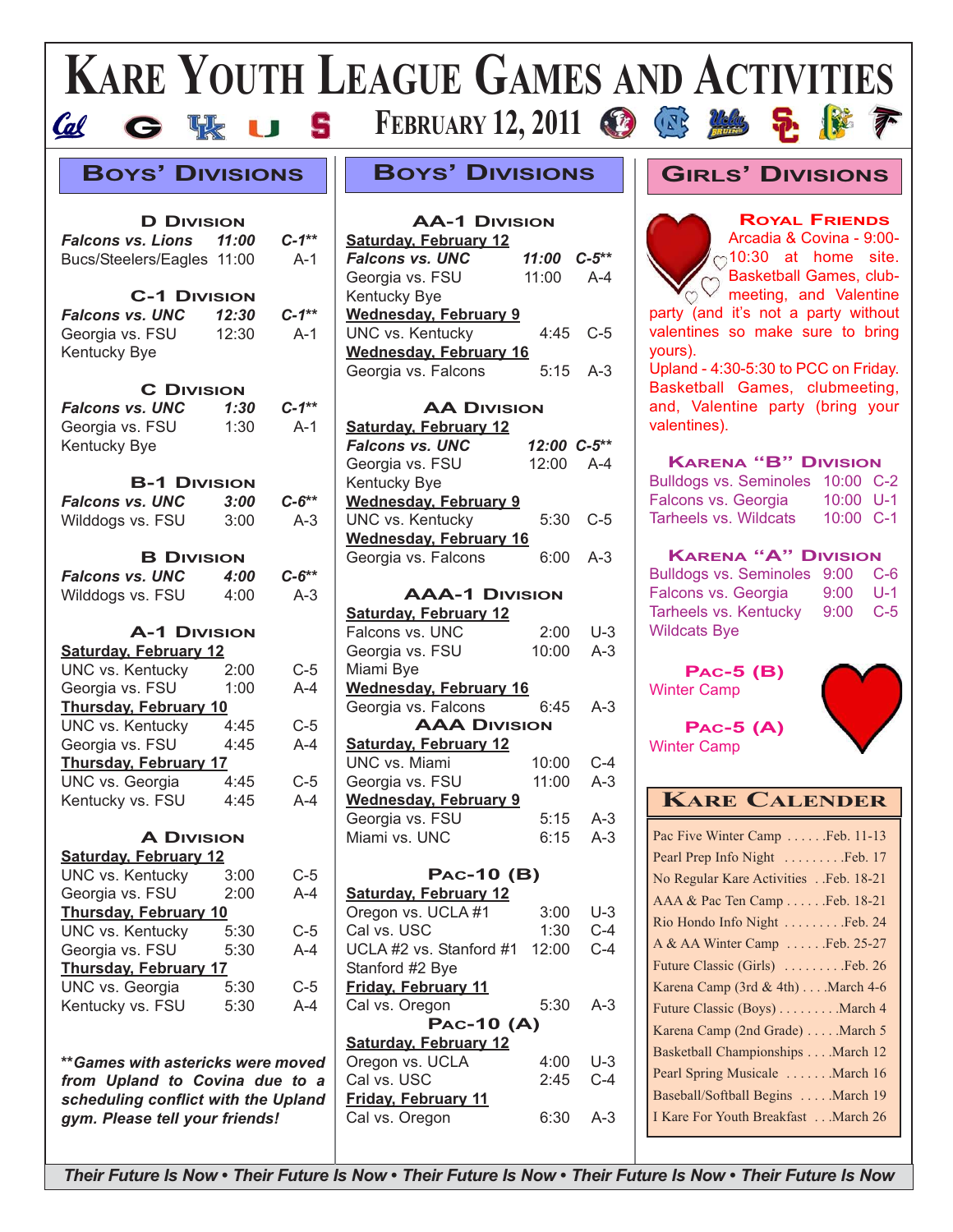# Kare Youth League Games and Activities

## February 12, 2011

## Boys' Divisions

### D Division

| | | |
|---|---|---|
| ***Falcons vs. Lions*** | ***11:00*** | ***C-1\*\**** |
| Bucs/Steelers/Eagles | 11:00 | A-1 |

### C-1 Division

| | | |
|---|---|---|
| ***Falcons vs. UNC*** | ***12:30*** | ***C-1\*\**** |
| Georgia vs. FSU | 12:30 | A-1 |
| Kentucky Bye | | |

### C Division

| | | |
|---|---|---|
| ***Falcons vs. UNC*** | ***1:30*** | ***C-1\*\**** |
| Georgia vs. FSU | 1:30 | A-1 |
| Kentucky Bye | | |

### B-1 Division

| | | |
|---|---|---|
| ***Falcons vs. UNC*** | ***3:00*** | ***C-6\*\**** |
| Wilddogs vs. FSU | 3:00 | A-3 |

### B Division

| | | |
|---|---|---|
| ***Falcons vs. UNC*** | ***4:00*** | ***C-6\*\**** |
| Wilddogs vs. FSU | 4:00 | A-3 |

### A-1 Division

| | | |
|---|---|---|
| **Saturday, February 12** | | |
| UNC vs. Kentucky | 2:00 | C-5 |
| Georgia vs. FSU | 1:00 | A-4 |
| **Thursday, February 10** | | |
| UNC vs. Kentucky | 4:45 | C-5 |
| Georgia vs. FSU | 4:45 | A-4 |
| **Thursday, February 17** | | |
| UNC vs. Georgia | 4:45 | C-5 |
| Kentucky vs. FSU | 4:45 | A-4 |

### A Division

| | | |
|---|---|---|
| **Saturday, February 12** | | |
| UNC vs. Kentucky | 3:00 | C-5 |
| Georgia vs. FSU | 2:00 | A-4 |
| **Thursday, February 10** | | |
| UNC vs. Kentucky | 5:30 | C-5 |
| Georgia vs. FSU | 5:30 | A-4 |
| **Thursday, February 17** | | |
| UNC vs. Georgia | 5:30 | C-5 |
| Kentucky vs. FSU | 5:30 | A-4 |

***\*\*Games with astericks were moved from Upland to Covina due to a scheduling conflict with the Upland gym. Please tell your friends!***

## Boys' Divisions

### AA-1 Division

| | | |
|---|---|---|
| **Saturday, February 12** | | |
| ***Falcons vs. UNC*** | ***11:00*** | ***C-5\*\**** |
| Georgia vs. FSU | 11:00 | A-4 |
| Kentucky Bye | | |
| **Wednesday, February 9** | | |
| UNC vs. Kentucky | 4:45 | C-5 |
| **Wednesday, February 16** | | |
| Georgia vs. Falcons | 5:15 | A-3 |

### AA Division

| | | |
|---|---|---|
| **Saturday, February 12** | | |
| ***Falcons vs. UNC*** | ***12:00*** | ***C-5\*\**** |
| Georgia vs. FSU | 12:00 | A-4 |
| Kentucky Bye | | |
| **Wednesday, February 9** | | |
| UNC vs. Kentucky | 5:30 | C-5 |
| **Wednesday, February 16** | | |
| Georgia vs. Falcons | 6:00 | A-3 |

### AAA-1 Division

| | | |
|---|---|---|
| **Saturday, February 12** | | |
| Falcons vs. UNC | 2:00 | U-3 |
| Georgia vs. FSU | 10:00 | A-3 |
| Miami Bye | | |
| **Wednesday, February 16** | | |
| Georgia vs. Falcons | 6:45 | A-3 |

### AAA Division

| | | |
|---|---|---|
| **Saturday, February 12** | | |
| UNC vs. Miami | 10:00 | C-4 |
| Georgia vs. FSU | 11:00 | A-3 |
| **Wednesday, February 9** | | |
| Georgia vs. FSU | 5:15 | A-3 |
| Miami vs. UNC | 6:15 | A-3 |

### Pac-10 (B)

| | | |
|---|---|---|
| **Saturday, February 12** | | |
| Oregon vs. UCLA #1 | 3:00 | U-3 |
| Cal vs. USC | 1:30 | C-4 |
| UCLA #2 vs. Stanford #1 | 12:00 | C-4 |
| Stanford #2 Bye | | |
| **Friday, February 11** | | |
| Cal vs. Oregon | 5:30 | A-3 |

### Pac-10 (A)

| | | |
|---|---|---|
| **Saturday, February 12** | | |
| Oregon vs. UCLA | 4:00 | U-3 |
| Cal vs. USC | 2:45 | C-4 |
| **Friday, February 11** | | |
| Cal vs. Oregon | 6:30 | A-3 |

## Girls' Divisions

### Royal Friends

Arcadia & Covina - 9:00-10:30 at home site. Basketball Games, club-meeting, and Valentine party (and it's not a party without valentines so make sure to bring yours).

Upland - 4:30-5:30 to PCC on Friday. Basketball Games, clubmeeting, and, Valentine party (bring your valentines).

### Karena "B" Division

| | | |
|---|---|---|
| Bulldogs vs. Seminoles | 10:00 | C-2 |
| Falcons vs. Georgia | 10:00 | U-1 |
| Tarheels vs. Wildcats | 10:00 | C-1 |

### Karena "A" Division

| | | |
|---|---|---|
| Bulldogs vs. Seminoles | 9:00 | C-6 |
| Falcons vs. Georgia | 9:00 | U-1 |
| Tarheels vs. Kentucky | 9:00 | C-5 |
| Wildcats Bye | | |

### Pac-5 (B)

Winter Camp

### Pac-5 (A)

Winter Camp

## Kare Calender

| | |
|---|---|
| Pac Five Winter Camp | Feb. 11-13 |
| Pearl Prep Info Night | Feb. 17 |
| No Regular Kare Activities | Feb. 18-21 |
| AAA & Pac Ten Camp | Feb. 18-21 |
| Rio Hondo Info Night | Feb. 24 |
| A & AA Winter Camp | Feb. 25-27 |
| Future Classic (Girls) | Feb. 26 |
| Karena Camp (3rd & 4th) | March 4-6 |
| Future Classic (Boys) | March 4 |
| Karena Camp (2nd Grade) | March 5 |
| Basketball Championships | March 12 |
| Pearl Spring Musicale | March 16 |
| Baseball/Softball Begins | March 19 |
| I Kare For Youth Breakfast | March 26 |

***Their Future Is Now • Their Future Is Now • Their Future Is Now • Their Future Is Now • Their Future Is Now***